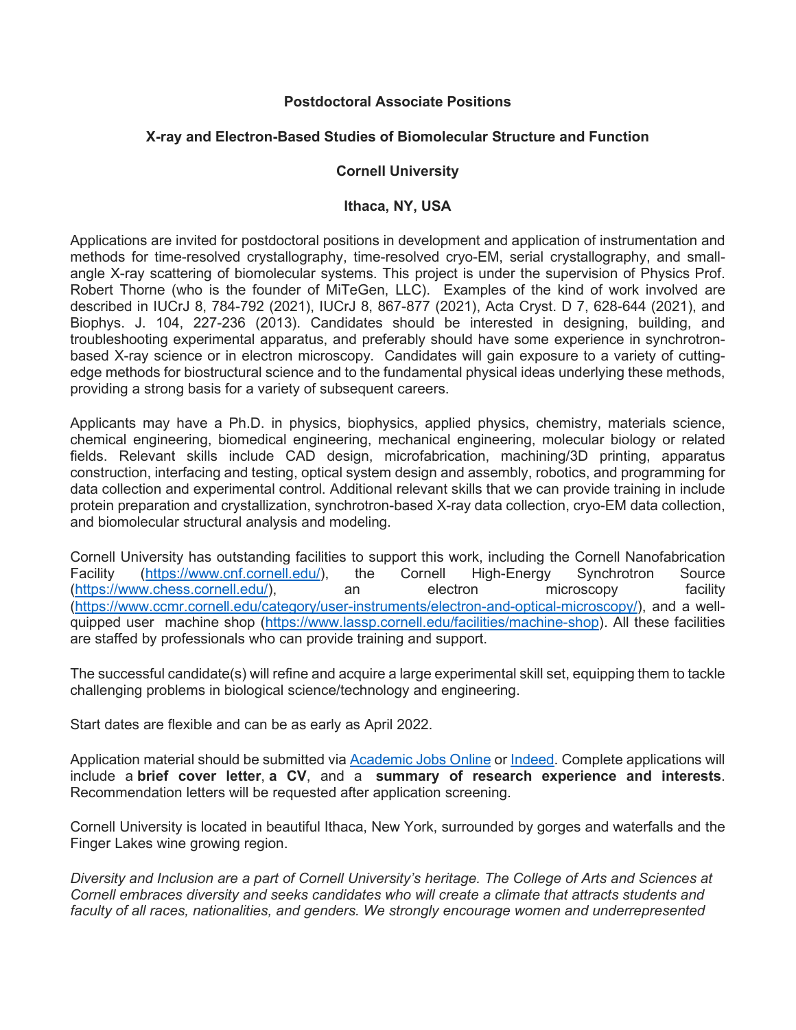# Postdoctoral Associate Positions

## X-ray and Electron-Based Studies of Biomolecular Structure and Function

## Cornell University

## Ithaca, NY, USA

Applications are invited for postdoctoral positions in development and application of instrumentation and methods for time-resolved crystallography, time-resolved cryo-EM, serial crystallography, and small-angle X-ray scattering of biomolecular systems. This project is under the supervision of Physics Prof. Robert Thorne (who is the founder of MiTeGen, LLC). Examples of the kind of work involved are described in IUCrJ 8, 784-792 (2021), IUCrJ 8, 867-877 (2021), Acta Cryst. D 7, 628-644 (2021), and Biophys. J. 104, 227-236 (2013). Candidates should be interested in designing, building, and troubleshooting experimental apparatus, and preferably should have some experience in synchrotron-based X-ray science or in electron microscopy. Candidates will gain exposure to a variety of cutting-edge methods for biostructural science and to the fundamental physical ideas underlying these methods, providing a strong basis for a variety of subsequent careers.

Applicants may have a Ph.D. in physics, biophysics, applied physics, chemistry, materials science, chemical engineering, biomedical engineering, mechanical engineering, molecular biology or related fields. Relevant skills include CAD design, microfabrication, machining/3D printing, apparatus construction, interfacing and testing, optical system design and assembly, robotics, and programming for data collection and experimental control. Additional relevant skills that we can provide training in include protein preparation and crystallization, synchrotron-based X-ray data collection, cryo-EM data collection, and biomolecular structural analysis and modeling.

Cornell University has outstanding facilities to support this work, including the Cornell Nanofabrication Facility ([https://www.cnf.cornell.edu/](https://www.cnf.cornell.edu/)), the Cornell High-Energy Synchrotron Source ([https://www.chess.cornell.edu/](https://www.chess.cornell.edu/)), an electron microscopy facility ([https://www.ccmr.cornell.edu/category/user-instruments/electron-and-optical-microscopy/](https://www.ccmr.cornell.edu/category/user-instruments/electron-and-optical-microscopy/)), and a well-quipped user machine shop ([https://www.lassp.cornell.edu/facilities/machine-shop](https://www.lassp.cornell.edu/facilities/machine-shop)). All these facilities are staffed by professionals who can provide training and support.

The successful candidate(s) will refine and acquire a large experimental skill set, equipping them to tackle challenging problems in biological science/technology and engineering.

Start dates are flexible and can be as early as April 2022.

Application material should be submitted via Academic Jobs Online or Indeed. Complete applications will include a **brief cover letter**, **a CV**, and a **summary of research experience and interests**. Recommendation letters will be requested after application screening.

Cornell University is located in beautiful Ithaca, New York, surrounded by gorges and waterfalls and the Finger Lakes wine growing region.

*Diversity and Inclusion are a part of Cornell University's heritage. The College of Arts and Sciences at Cornell embraces diversity and seeks candidates who will create a climate that attracts students and faculty of all races, nationalities, and genders. We strongly encourage women and underrepresented*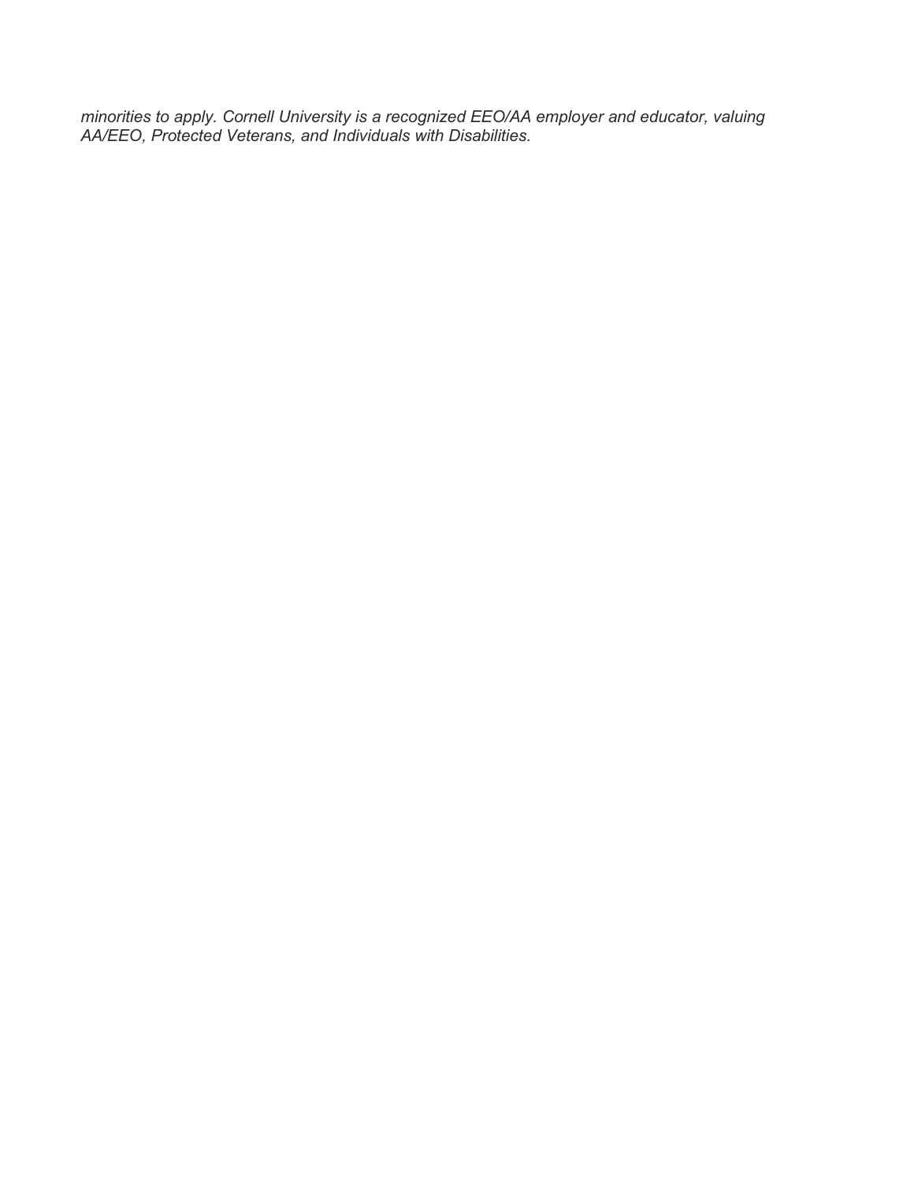*minorities to apply. Cornell University is a recognized EEO/AA employer and educator, valuing AA/EEO, Protected Veterans, and Individuals with Disabilities.*